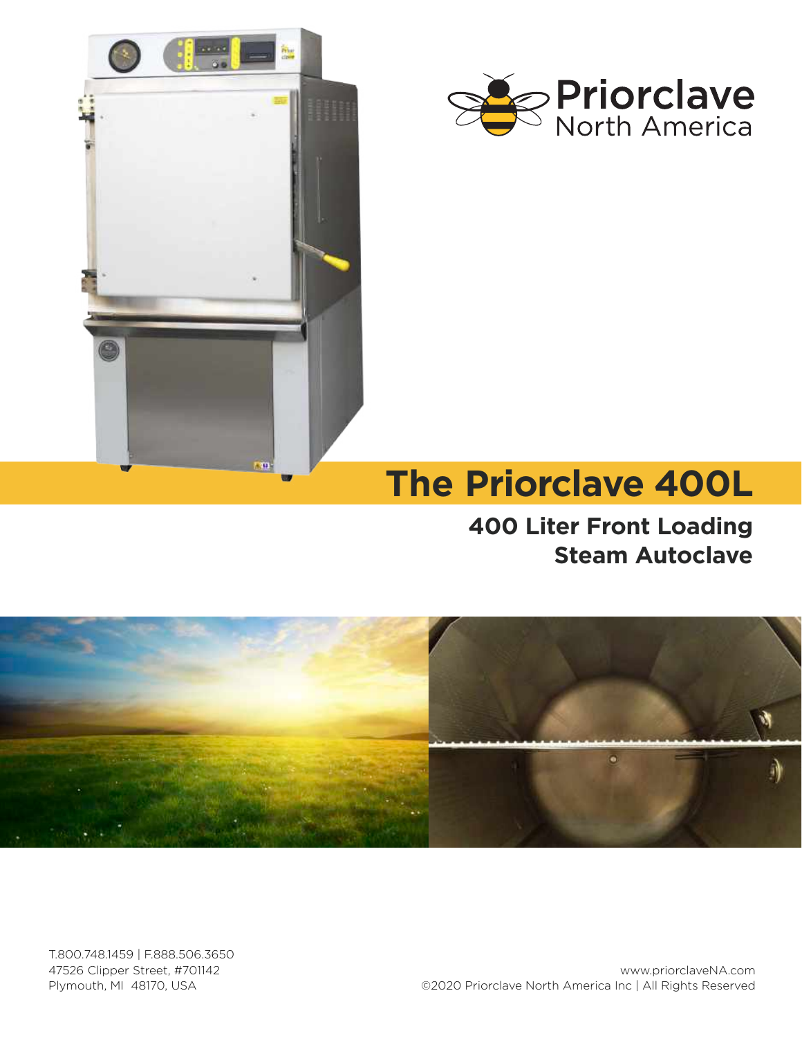Priorclave
North America

# The Priorclave 400L

## 400 Liter Front Loading Steam Autoclave

T.800.748.1459 | F.888.506.3650
47526 Clipper Street, #701142
Plymouth, MI 48170, USA

www.priorclaveNA.com
©2020 Priorclave North America Inc | All Rights Reserved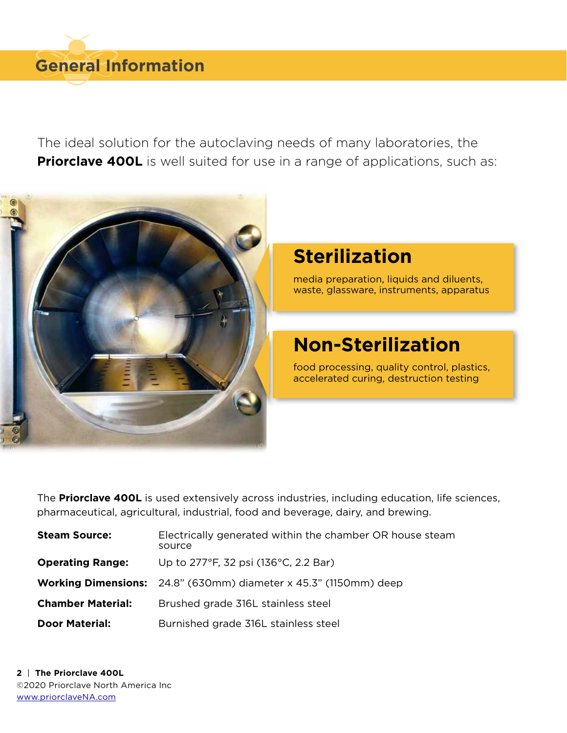# General Information

The ideal solution for the autoclaving needs of many laboratories, the **Priorclave 400L** is well suited for use in a range of applications, such as:

## Sterilization

media preparation, liquids and diluents, waste, glassware, instruments, apparatus

## Non-Sterilization

food processing, quality control, plastics, accelerated curing, destruction testing

The **Priorclave 400L** is used extensively across industries, including education, life sciences, pharmaceutical, agricultural, industrial, food and beverage, dairy, and brewing.

| | |
|---|---|
| **Steam Source:** | Electrically generated within the chamber OR house steam source |
| **Operating Range:** | Up to 277°F, 32 psi (136°C, 2.2 Bar) |
| **Working Dimensions:** | 24.8" (630mm) diameter x 45.3" (1150mm) deep |
| **Chamber Material:** | Brushed grade 316L stainless steel |
| **Door Material:** | Burnished grade 316L stainless steel |

©2020 Priorclave North America Inc
www.priorclaveNA.com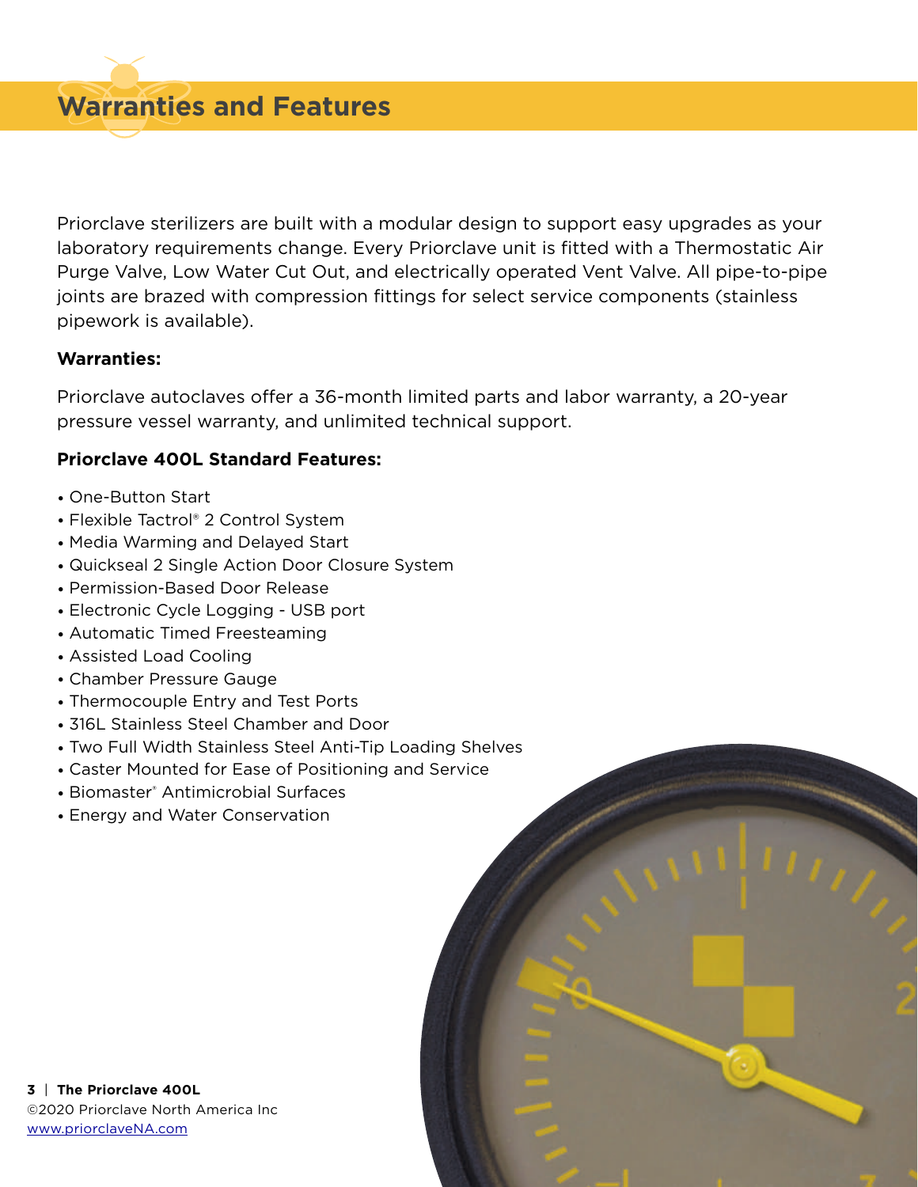# Warranties and Features

Priorclave sterilizers are built with a modular design to support easy upgrades as your laboratory requirements change. Every Priorclave unit is fitted with a Thermostatic Air Purge Valve, Low Water Cut Out, and electrically operated Vent Valve. All pipe-to-pipe joints are brazed with compression fittings for select service components (stainless pipework is available).

**Warranties:**

Priorclave autoclaves offer a 36-month limited parts and labor warranty, a 20-year pressure vessel warranty, and unlimited technical support.

**Priorclave 400L Standard Features:**

- One-Button Start
- Flexible Tactrol® 2 Control System
- Media Warming and Delayed Start
- Quickseal 2 Single Action Door Closure System
- Permission-Based Door Release
- Electronic Cycle Logging - USB port
- Automatic Timed Freesteaming
- Assisted Load Cooling
- Chamber Pressure Gauge
- Thermocouple Entry and Test Ports
- 316L Stainless Steel Chamber and Door
- Two Full Width Stainless Steel Anti-Tip Loading Shelves
- Caster Mounted for Ease of Positioning and Service
- Biomaster® Antimicrobial Surfaces
- Energy and Water Conservation

©2020 Priorclave North America Inc
www.priorclaveNA.com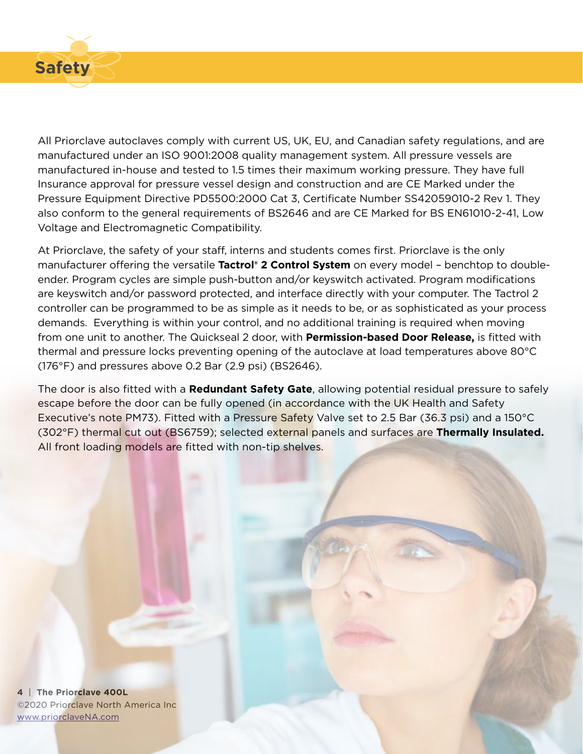# Safety

All Priorclave autoclaves comply with current US, UK, EU, and Canadian safety regulations, and are manufactured under an ISO 9001:2008 quality management system. All pressure vessels are manufactured in-house and tested to 1.5 times their maximum working pressure. They have full Insurance approval for pressure vessel design and construction and are CE Marked under the Pressure Equipment Directive PD5500:2000 Cat 3, Certificate Number SS42059010-2 Rev 1. They also conform to the general requirements of BS2646 and are CE Marked for BS EN61010-2-41, Low Voltage and Electromagnetic Compatibility.

At Priorclave, the safety of your staff, interns and students comes first. Priorclave is the only manufacturer offering the versatile **Tactrol® 2 Control System** on every model – benchtop to double-ender. Program cycles are simple push-button and/or keyswitch activated. Program modifications are keyswitch and/or password protected, and interface directly with your computer. The Tactrol 2 controller can be programmed to be as simple as it needs to be, or as sophisticated as your process demands. Everything is within your control, and no additional training is required when moving from one unit to another. The Quickseal 2 door, with **Permission-based Door Release,** is fitted with thermal and pressure locks preventing opening of the autoclave at load temperatures above 80°C (176°F) and pressures above 0.2 Bar (2.9 psi) (BS2646).

The door is also fitted with a **Redundant Safety Gate**, allowing potential residual pressure to safely escape before the door can be fully opened (in accordance with the UK Health and Safety Executive's note PM73). Fitted with a Pressure Safety Valve set to 2.5 Bar (36.3 psi) and a 150°C (302°F) thermal cut out (BS6759); selected external panels and surfaces are **Thermally Insulated.** All front loading models are fitted with non-tip shelves.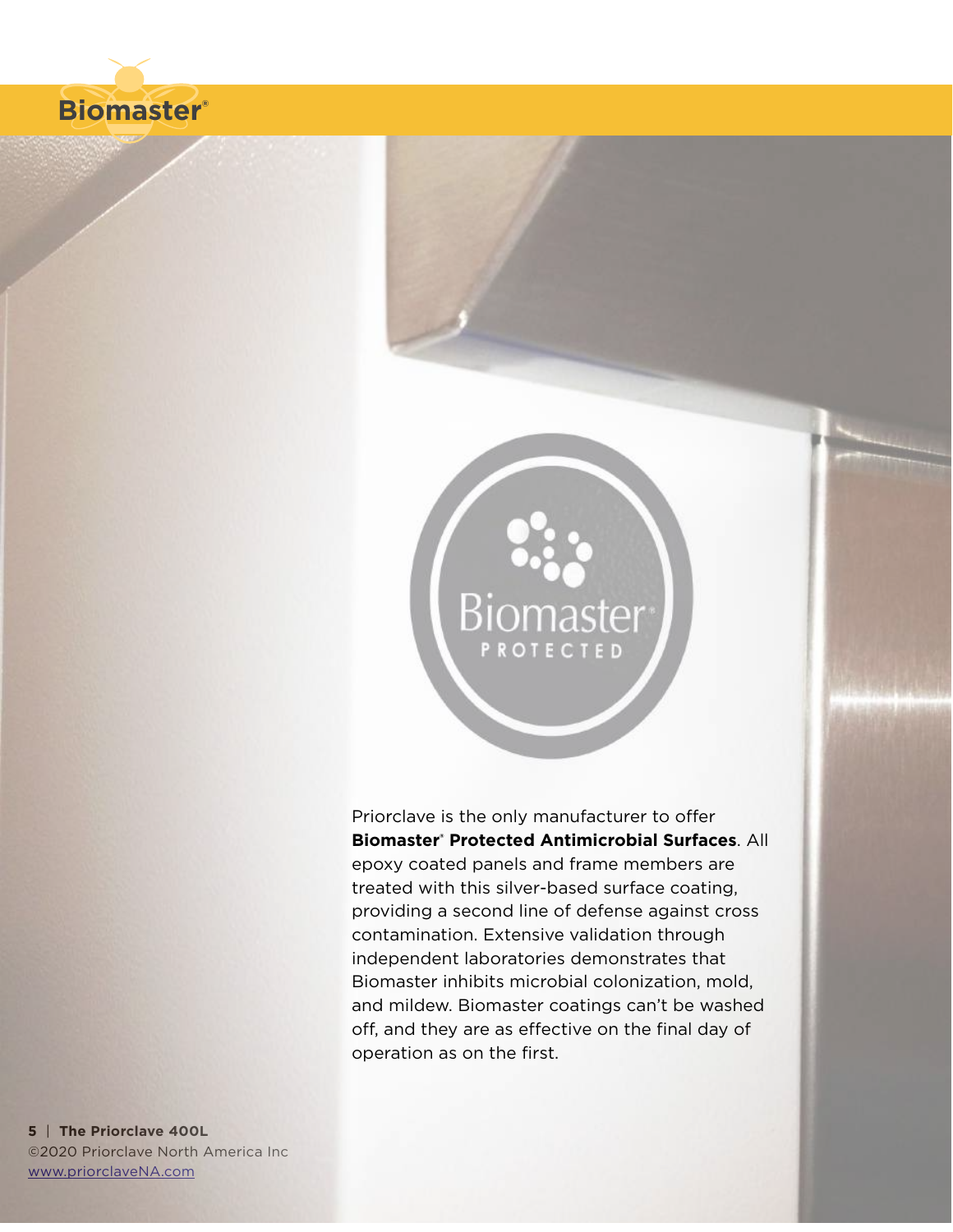# Biomaster®

Priorclave is the only manufacturer to offer **Biomaster® Protected Antimicrobial Surfaces**. All epoxy coated panels and frame members are treated with this silver-based surface coating, providing a second line of defense against cross contamination. Extensive validation through independent laboratories demonstrates that Biomaster inhibits microbial colonization, mold, and mildew. Biomaster coatings can't be washed off, and they are as effective on the final day of operation as on the first.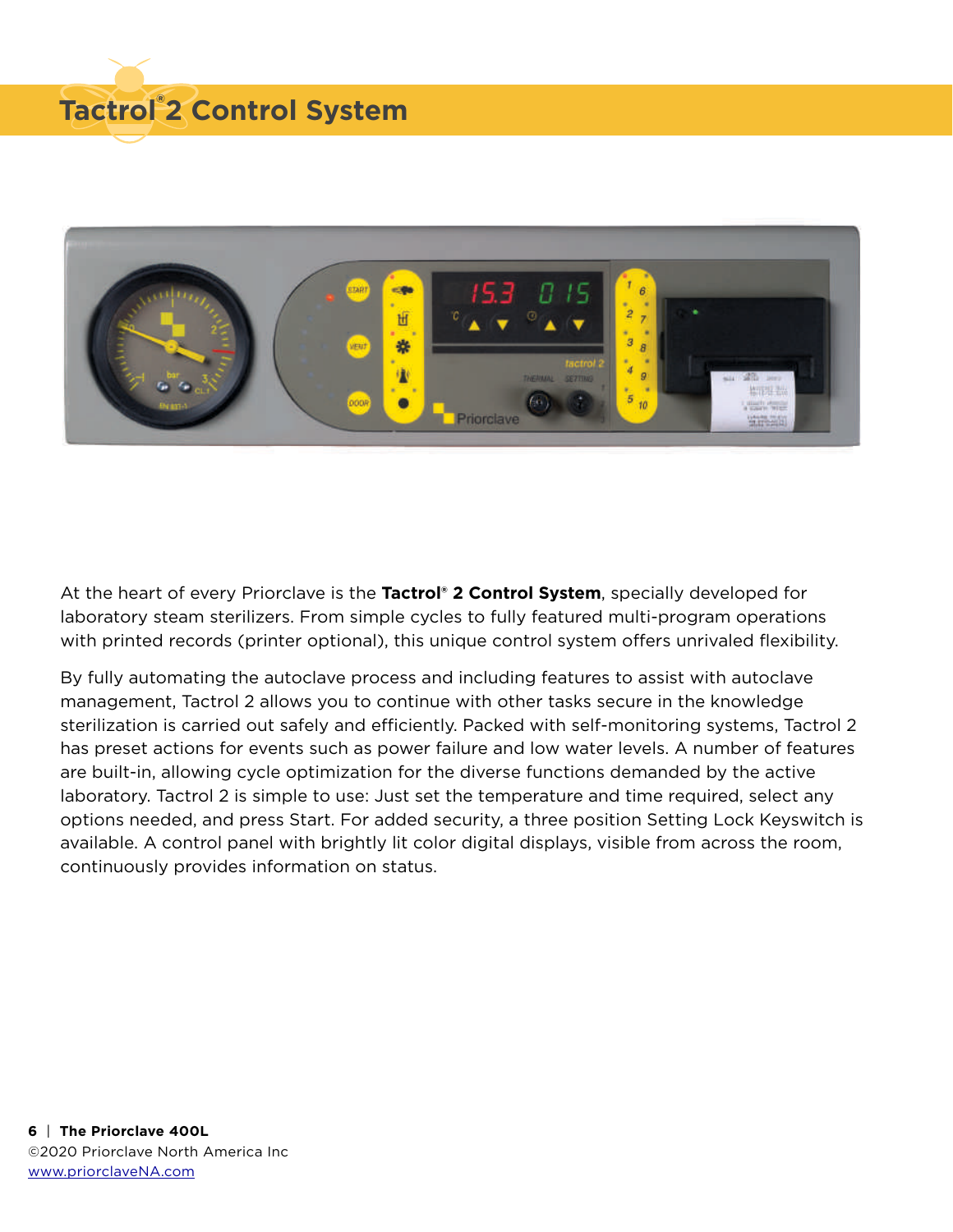# Tactrol® 2 Control System

At the heart of every Priorclave is the **Tactrol® 2 Control System**, specially developed for laboratory steam sterilizers. From simple cycles to fully featured multi-program operations with printed records (printer optional), this unique control system offers unrivaled flexibility.

By fully automating the autoclave process and including features to assist with autoclave management, Tactrol 2 allows you to continue with other tasks secure in the knowledge sterilization is carried out safely and efficiently. Packed with self-monitoring systems, Tactrol 2 has preset actions for events such as power failure and low water levels. A number of features are built-in, allowing cycle optimization for the diverse functions demanded by the active laboratory. Tactrol 2 is simple to use: Just set the temperature and time required, select any options needed, and press Start. For added security, a three position Setting Lock Keyswitch is available. A control panel with brightly lit color digital displays, visible from across the room, continuously provides information on status.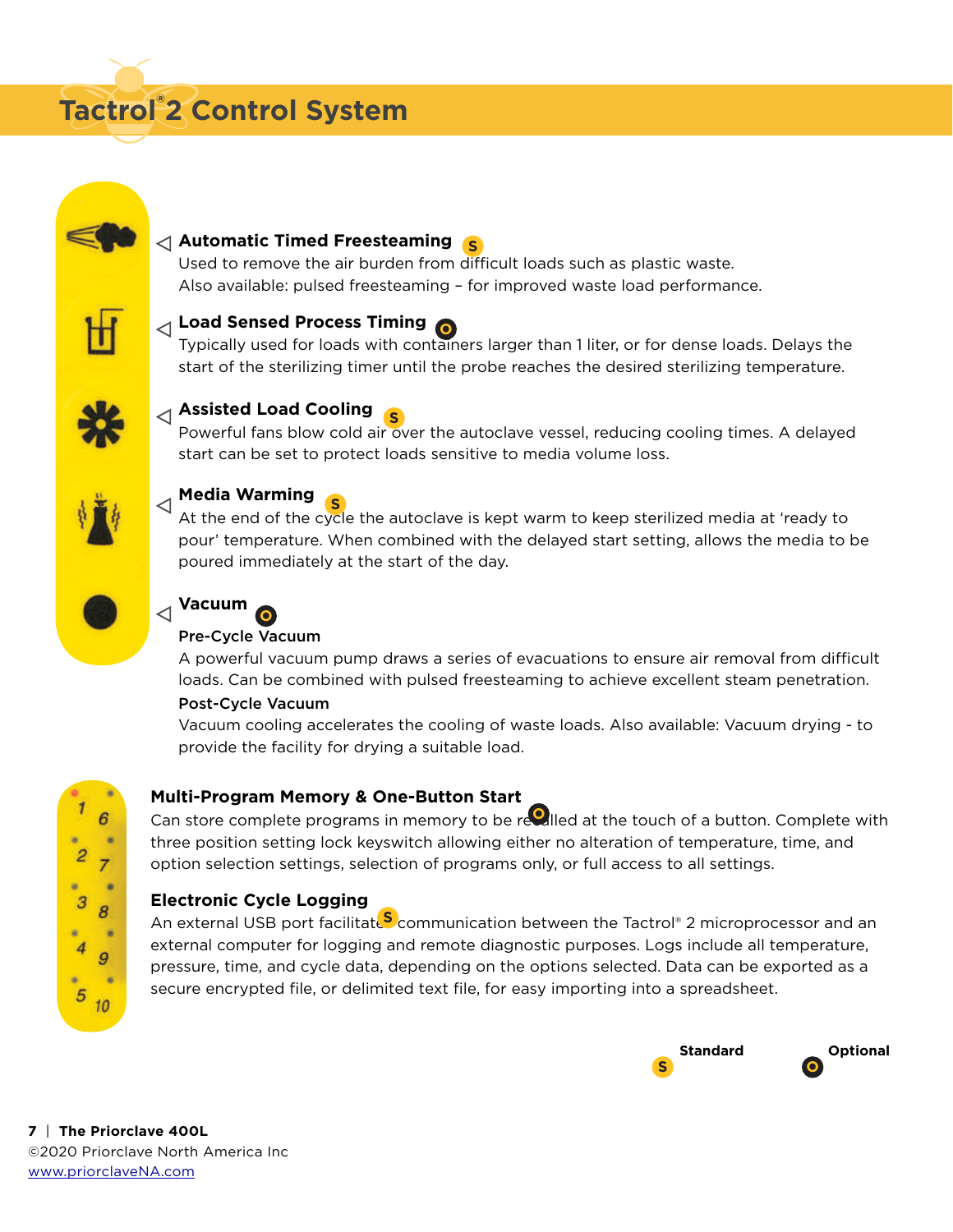# Tactrol® 2 Control System

### Automatic Timed Freesteaming S

Used to remove the air burden from difficult loads such as plastic waste.
Also available: pulsed freesteaming – for improved waste load performance.

### Load Sensed Process Timing O

Typically used for loads with containers larger than 1 liter, or for dense loads. Delays the start of the sterilizing timer until the probe reaches the desired sterilizing temperature.

### Assisted Load Cooling S

Powerful fans blow cold air over the autoclave vessel, reducing cooling times. A delayed start can be set to protect loads sensitive to media volume loss.

### Media Warming S

At the end of the cycle the autoclave is kept warm to keep sterilized media at 'ready to pour' temperature. When combined with the delayed start setting, allows the media to be poured immediately at the start of the day.

### Vacuum O

**Pre-Cycle Vacuum**

A powerful vacuum pump draws a series of evacuations to ensure air removal from difficult loads. Can be combined with pulsed freesteaming to achieve excellent steam penetration.

**Post-Cycle Vacuum**

Vacuum cooling accelerates the cooling of waste loads. Also available: Vacuum drying - to provide the facility for drying a suitable load.

### Multi-Program Memory & One-Button Start O

Can store complete programs in memory to be recalled at the touch of a button. Complete with three position setting lock keyswitch allowing either no alteration of temperature, time, and option selection settings, selection of programs only, or full access to all settings.

### Electronic Cycle Logging S

An external USB port facilitates communication between the Tactrol® 2 microprocessor and an external computer for logging and remote diagnostic purposes. Logs include all temperature, pressure, time, and cycle data, depending on the options selected. Data can be exported as a secure encrypted file, or delimited text file, for easy importing into a spreadsheet.

S Standard    O Optional

The Priorclave 400L
©2020 Priorclave North America Inc
www.priorclaveNA.com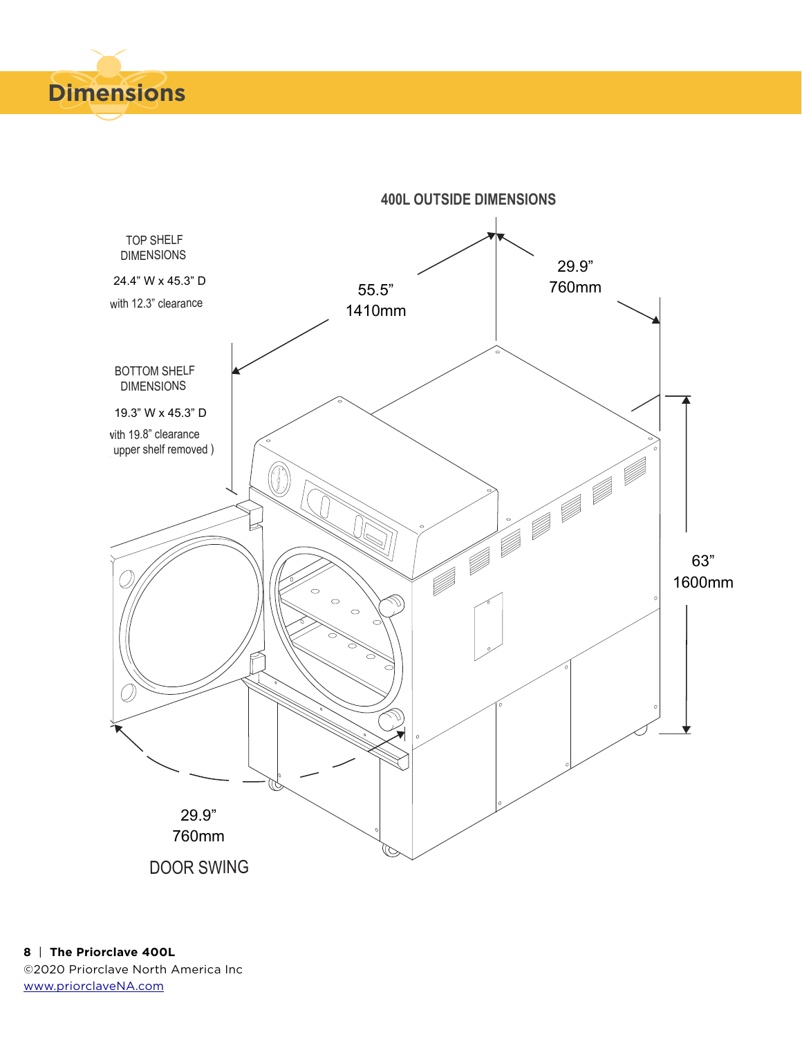# Dimensions

**400L OUTSIDE DIMENSIONS**

TOP SHELF DIMENSIONS

24.4" W x 45.3" D

with 12.3" clearance

BOTTOM SHELF DIMENSIONS

19.3" W x 45.3" D

with 19.8" clearance (upper shelf removed)

55.5"
1410mm

29.9"
760mm

63"
1600mm

29.9"
760mm

DOOR SWING

**The Priorclave 400L**
©2020 Priorclave North America Inc
www.priorclaveNA.com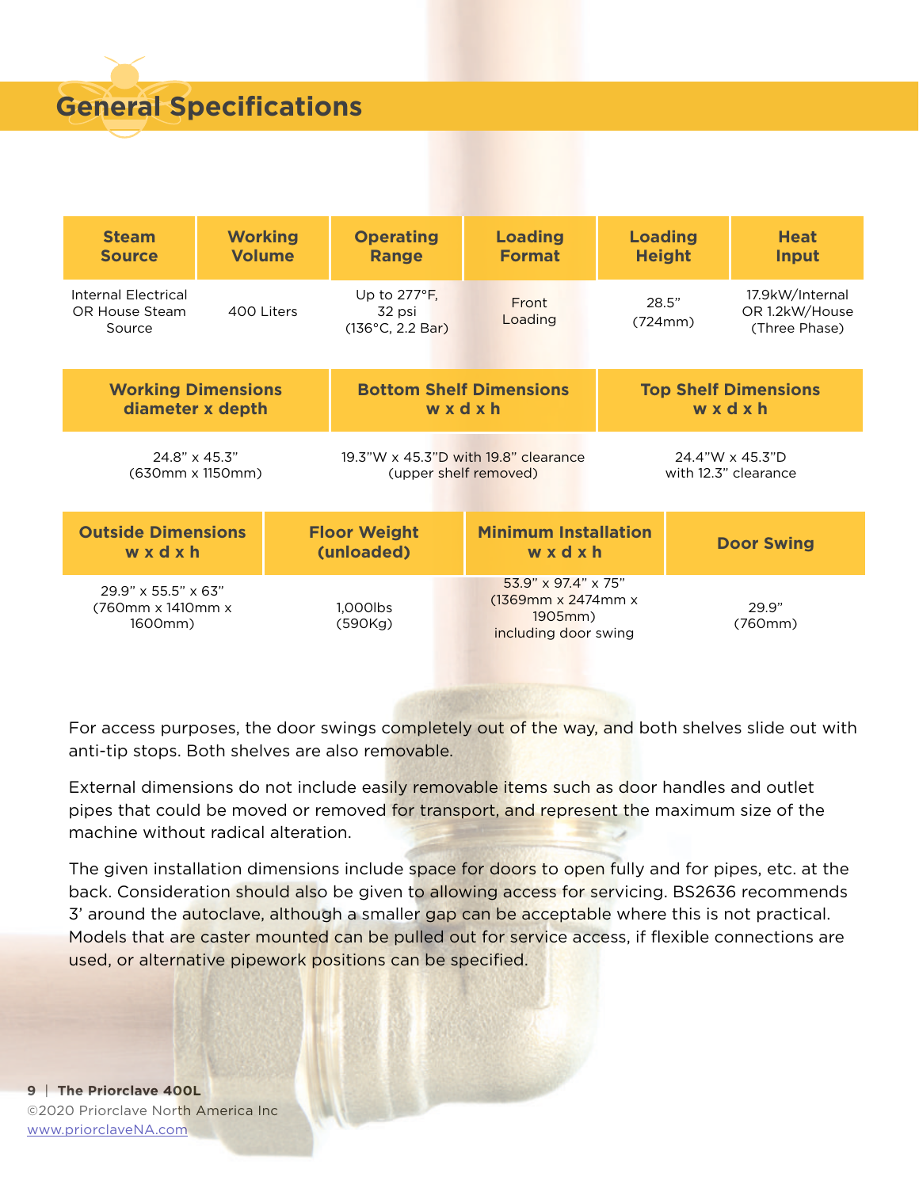## General Specifications

| Steam Source | Working Volume | Operating Range | Loading Format | Loading Height | Heat Input |
|---|---|---|---|---|---|
| Internal Electrical OR House Steam Source | 400 Liters | Up to 277°F, 32 psi (136°C, 2.2 Bar) | Front Loading | 28.5" (724mm) | 17.9kW/Internal OR 1.2kW/House (Three Phase) |

| Working Dimensions diameter x depth | Bottom Shelf Dimensions w x d x h | Top Shelf Dimensions w x d x h |
|---|---|---|
| 24.8" x 45.3" (630mm x 1150mm) | 19.3"W x 45.3"D with 19.8" clearance (upper shelf removed) | 24.4"W x 45.3"D with 12.3" clearance |

| Outside Dimensions w x d x h | Floor Weight (unloaded) | Minimum Installation w x d x h | Door Swing |
|---|---|---|---|
| 29.9" x 55.5" x 63" (760mm x 1410mm x 1600mm) | 1,000lbs (590Kg) | 53.9" x 97.4" x 75" (1369mm x 2474mm x 1905mm) including door swing | 29.9" (760mm) |

For access purposes, the door swings completely out of the way, and both shelves slide out with anti-tip stops. Both shelves are also removable.

External dimensions do not include easily removable items such as door handles and outlet pipes that could be moved or removed for transport, and represent the maximum size of the machine without radical alteration.

The given installation dimensions include space for doors to open fully and for pipes, etc. at the back. Consideration should also be given to allowing access for servicing. BS2636 recommends 3' around the autoclave, although a smaller gap can be acceptable where this is not practical. Models that are caster mounted can be pulled out for service access, if flexible connections are used, or alternative pipework positions can be specified.

©2020 Priorclave North America Inc
www.priorclaveNA.com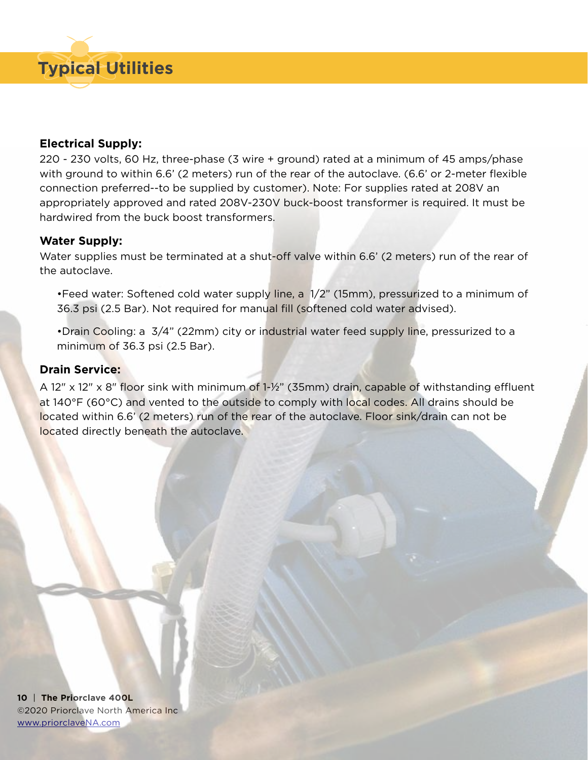# Typical Utilities

**Electrical Supply:**
220 - 230 volts, 60 Hz, three-phase (3 wire + ground) rated at a minimum of 45 amps/phase with ground to within 6.6' (2 meters) run of the rear of the autoclave. (6.6' or 2-meter flexible connection preferred--to be supplied by customer). Note: For supplies rated at 208V an appropriately approved and rated 208V-230V buck-boost transformer is required. It must be hardwired from the buck boost transformers.

**Water Supply:**
Water supplies must be terminated at a shut-off valve within 6.6' (2 meters) run of the rear of the autoclave.

- Feed water: Softened cold water supply line, a 1/2" (15mm), pressurized to a minimum of 36.3 psi (2.5 Bar). Not required for manual fill (softened cold water advised).
- Drain Cooling: a 3/4" (22mm) city or industrial water feed supply line, pressurized to a minimum of 36.3 psi (2.5 Bar).

**Drain Service:**
A 12" x 12" x 8" floor sink with minimum of 1-½" (35mm) drain, capable of withstanding effluent at 140°F (60°C) and vented to the outside to comply with local codes. All drains should be located within 6.6' (2 meters) run of the rear of the autoclave. Floor sink/drain can not be located directly beneath the autoclave.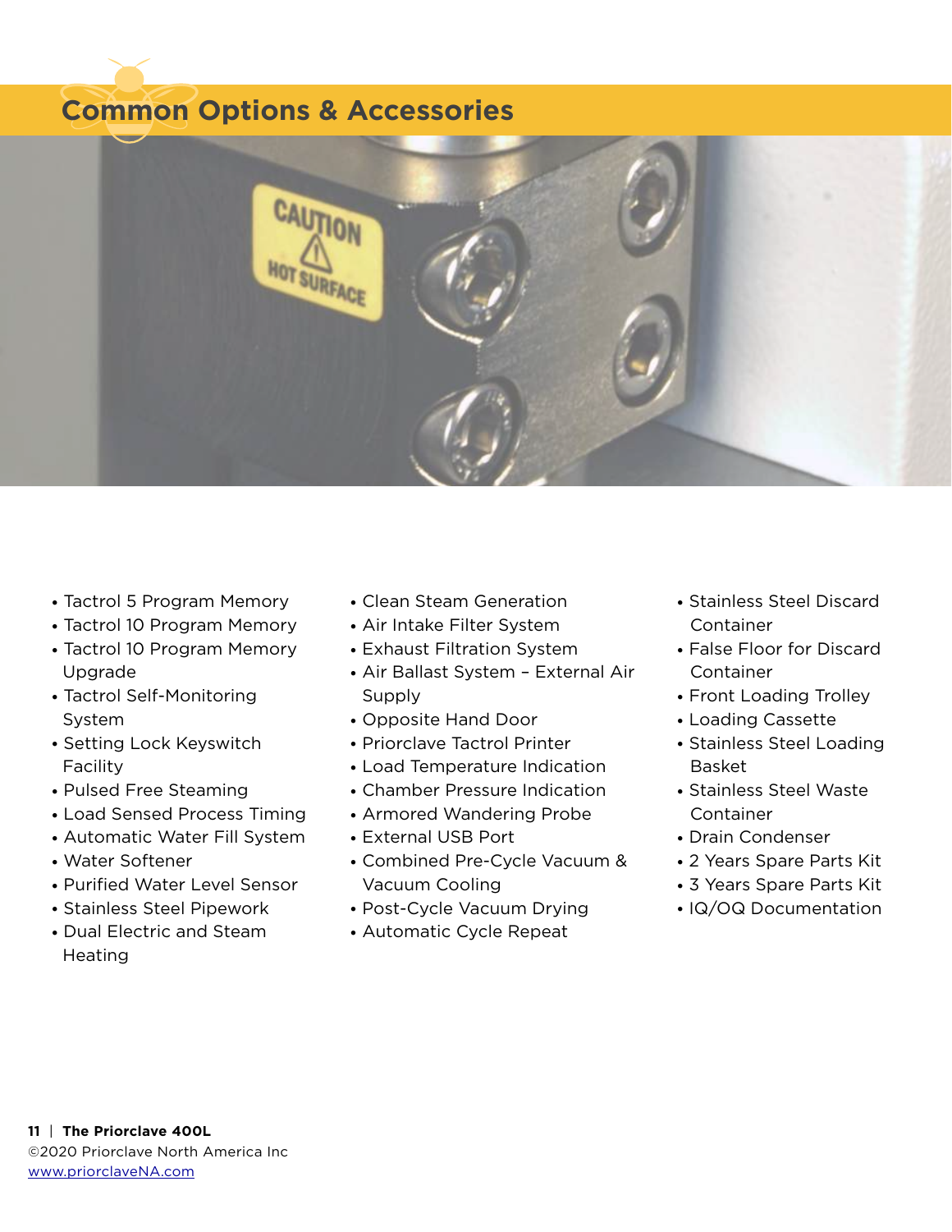## Common Options & Accessories

- Tactrol 5 Program Memory
- Tactrol 10 Program Memory
- Tactrol 10 Program Memory Upgrade
- Tactrol Self-Monitoring System
- Setting Lock Keyswitch Facility
- Pulsed Free Steaming
- Load Sensed Process Timing
- Automatic Water Fill System
- Water Softener
- Purified Water Level Sensor
- Stainless Steel Pipework
- Dual Electric and Steam Heating
- Clean Steam Generation
- Air Intake Filter System
- Exhaust Filtration System
- Air Ballast System – External Air Supply
- Opposite Hand Door
- Priorclave Tactrol Printer
- Load Temperature Indication
- Chamber Pressure Indication
- Armored Wandering Probe
- External USB Port
- Combined Pre-Cycle Vacuum & Vacuum Cooling
- Post-Cycle Vacuum Drying
- Automatic Cycle Repeat
- Stainless Steel Discard Container
- False Floor for Discard Container
- Front Loading Trolley
- Loading Cassette
- Stainless Steel Loading Basket
- Stainless Steel Waste Container
- Drain Condenser
- 2 Years Spare Parts Kit
- 3 Years Spare Parts Kit
- IQ/OQ Documentation

©2020 Priorclave North America Inc
www.priorclaveNA.com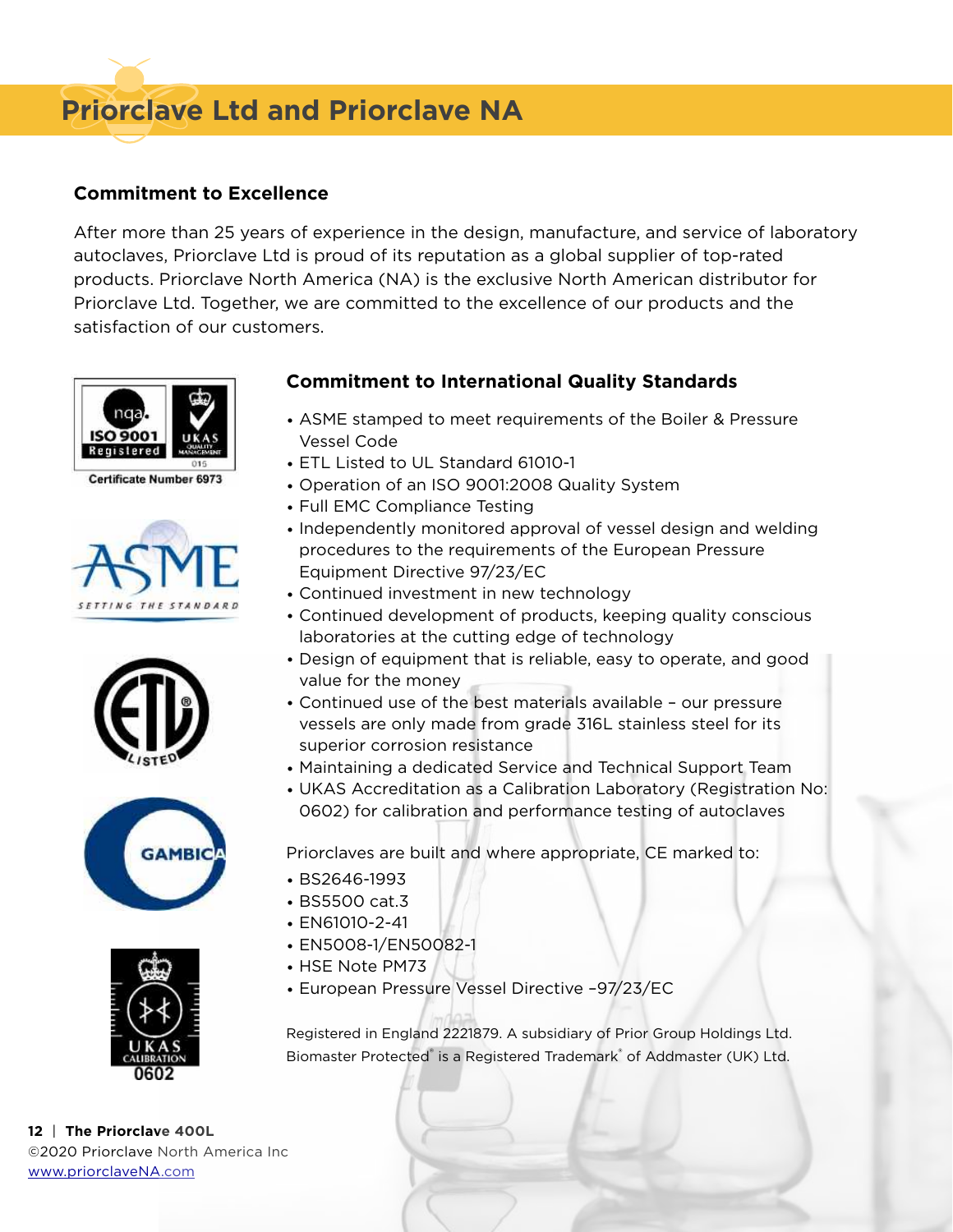# Priorclave Ltd and Priorclave NA

## Commitment to Excellence

After more than 25 years of experience in the design, manufacture, and service of laboratory autoclaves, Priorclave Ltd is proud of its reputation as a global supplier of top-rated products. Priorclave North America (NA) is the exclusive North American distributor for Priorclave Ltd. Together, we are committed to the excellence of our products and the satisfaction of our customers.

Certificate Number 6973

## Commitment to International Quality Standards

- ASME stamped to meet requirements of the Boiler & Pressure Vessel Code
- ETL Listed to UL Standard 61010-1
- Operation of an ISO 9001:2008 Quality System
- Full EMC Compliance Testing
- Independently monitored approval of vessel design and welding procedures to the requirements of the European Pressure Equipment Directive 97/23/EC
- Continued investment in new technology
- Continued development of products, keeping quality conscious laboratories at the cutting edge of technology
- Design of equipment that is reliable, easy to operate, and good value for the money
- Continued use of the best materials available – our pressure vessels are only made from grade 316L stainless steel for its superior corrosion resistance
- Maintaining a dedicated Service and Technical Support Team
- UKAS Accreditation as a Calibration Laboratory (Registration No: 0602) for calibration and performance testing of autoclaves

Priorclaves are built and where appropriate, CE marked to:

- BS2646-1993
- BS5500 cat.3
- EN61010-2-41
- EN5008-1/EN50082-1
- HSE Note PM73
- European Pressure Vessel Directive –97/23/EC

Registered in England 2221879. A subsidiary of Prior Group Holdings Ltd.
Biomaster Protected® is a Registered Trademark® of Addmaster (UK) Ltd.

12 | The Priorclave 400L
©2020 Priorclave North America Inc
www.priorclaveNA.com